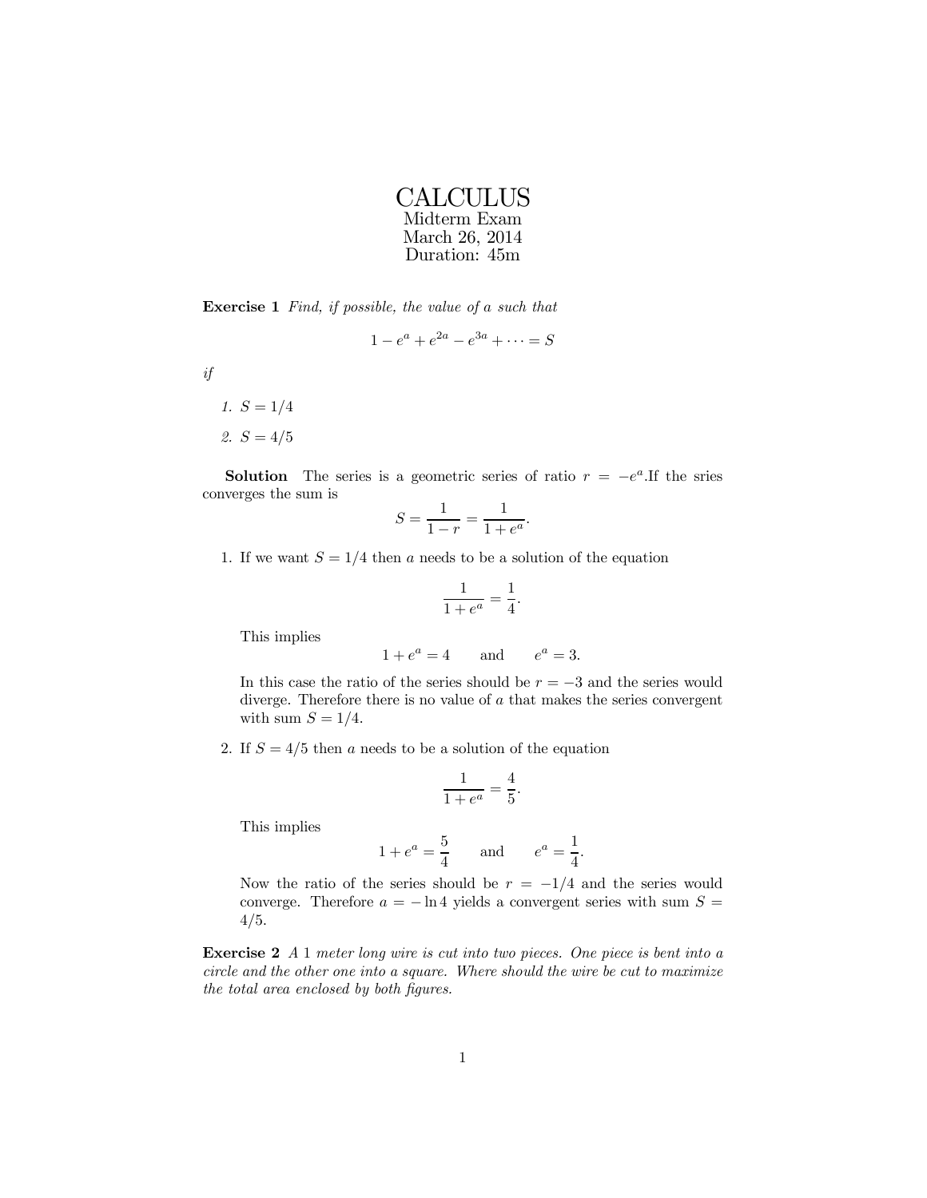# CALCULUS

Midterm Exam
March 26, 2014
Duration: 45m

**Exercise 1** *Find, if possible, the value of a such that*

$$1 - e^a + e^{2a} - e^{3a} + \cdots = S$$

*if*

1. $S = 1/4$
2. $S = 4/5$

**Solution** The series is a geometric series of ratio $r = -e^a$.If the sries converges the sum is

$$S = \frac{1}{1-r} = \frac{1}{1+e^a}.$$

1. If we want $S = 1/4$ then $a$ needs to be a solution of the equation

   $$\frac{1}{1+e^a} = \frac{1}{4}.$$

   This implies

   $$1 + e^a = 4 \qquad \text{and} \qquad e^a = 3.$$

   In this case the ratio of the series should be $r = -3$ and the series would diverge. Therefore there is no value of $a$ that makes the series convergent with sum $S = 1/4$.

2. If $S = 4/5$ then $a$ needs to be a solution of the equation

   $$\frac{1}{1+e^a} = \frac{4}{5}.$$

   This implies

   $$1 + e^a = \frac{5}{4} \qquad \text{and} \qquad e^a = \frac{1}{4}.$$

   Now the ratio of the series should be $r = -1/4$ and the series would converge. Therefore $a = -\ln 4$ yields a convergent series with sum $S = 4/5$.

**Exercise 2** *A 1 meter long wire is cut into two pieces. One piece is bent into a circle and the other one into a square. Where should the wire be cut to maximize the total area enclosed by both figures.*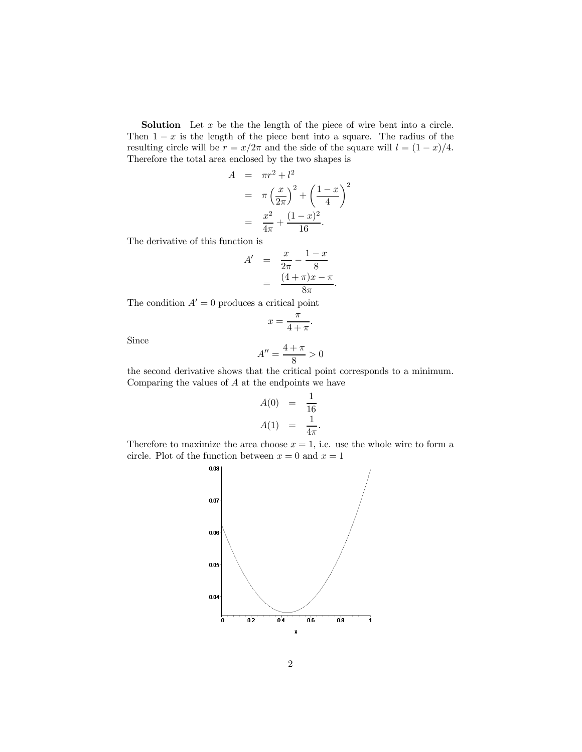**Solution** Let $x$ be the the length of the piece of wire bent into a circle. Then $1-x$ is the length of the piece bent into a square. The radius of the resulting circle will be $r = x/2\pi$ and the side of the square will $l = (1-x)/4$. Therefore the total area enclosed by the two shapes is

$$
\begin{aligned}
A &= \pi r^2 + l^2 \\
&= \pi \left(\frac{x}{2\pi}\right)^2 + \left(\frac{1-x}{4}\right)^2 \\
&= \frac{x^2}{4\pi} + \frac{(1-x)^2}{16}.
\end{aligned}
$$

The derivative of this function is

$$
\begin{aligned}
A' &= \frac{x}{2\pi} - \frac{1-x}{8} \\
&= \frac{(4+\pi)x - \pi}{8\pi}.
\end{aligned}
$$

The condition $A' = 0$ produces a critical point

$$
x = \frac{\pi}{4+\pi}.
$$

Since

$$
A'' = \frac{4+\pi}{8} > 0
$$

the second derivative shows that the critical point corresponds to a minimum. Comparing the values of $A$ at the endpoints we have

$$
\begin{aligned}
A(0) &= \frac{1}{16} \\
A(1) &= \frac{1}{4\pi}.
\end{aligned}
$$

Therefore to maximize the area choose $x = 1$, i.e. use the whole wire to form a circle. Plot of the function between $x = 0$ and $x = 1$

0.08
0.07
0.06
0.05
0.04
0
0.2
0.4
0.6
0.8
1
x